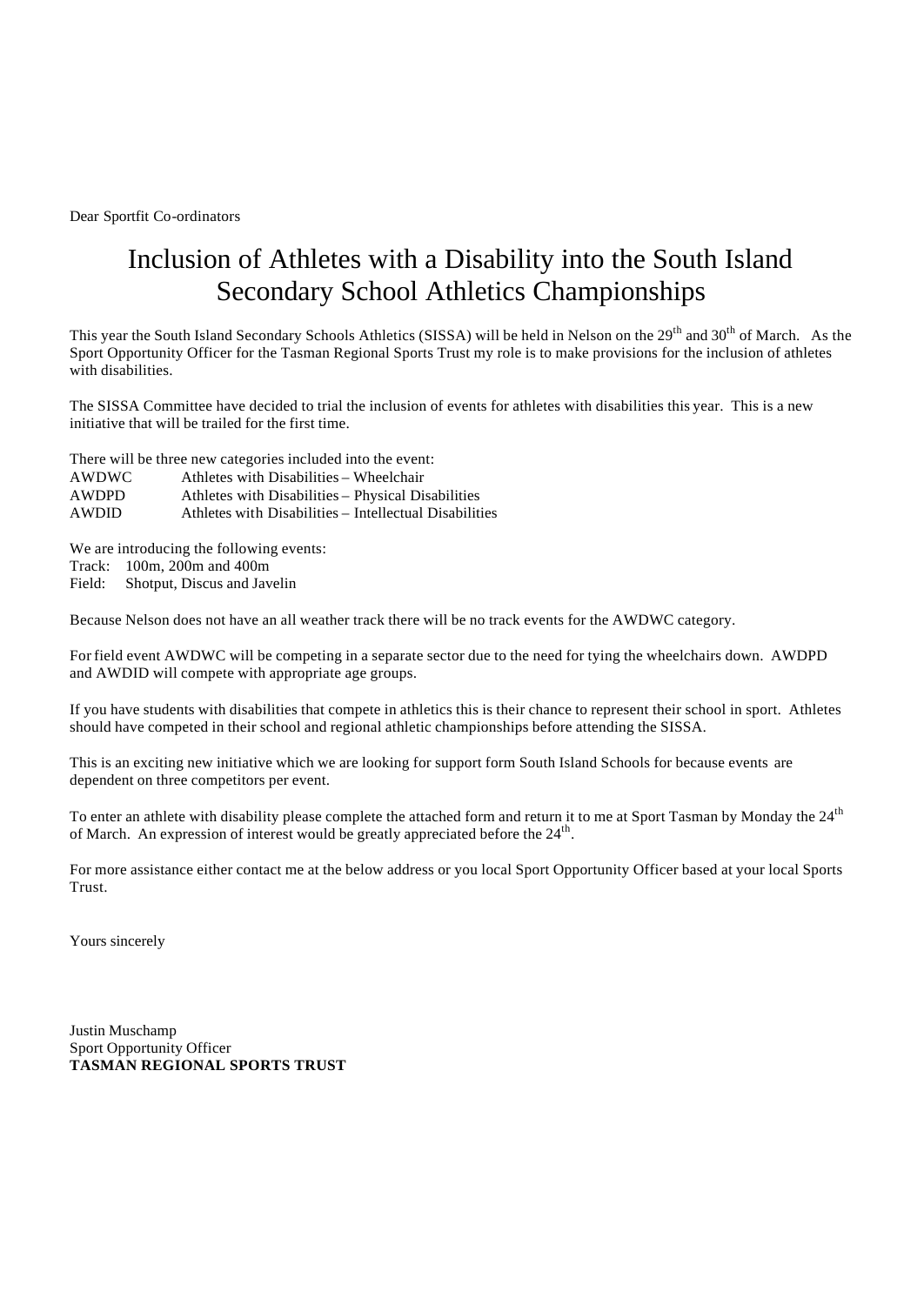Dear Sportfit Co-ordinators

# Inclusion of Athletes with a Disability into the South Island Secondary School Athletics Championships

This year the South Island Secondary Schools Athletics (SISSA) will be held in Nelson on the 29th and 30th of March. As the Sport Opportunity Officer for the Tasman Regional Sports Trust my role is to make provisions for the inclusion of athletes with disabilities.

The SISSA Committee have decided to trial the inclusion of events for athletes with disabilities this year. This is a new initiative that will be trailed for the first time.

There will be three new categories included into the event:

| | |
|---|---|
| AWDWC | Athletes with Disabilities – Wheelchair |
| AWDPD | Athletes with Disabilities – Physical Disabilities |
| AWDID | Athletes with Disabilities – Intellectual Disabilities |

We are introducing the following events:
Track: 100m, 200m and 400m
Field: Shotput, Discus and Javelin

Because Nelson does not have an all weather track there will be no track events for the AWDWC category.

For field event AWDWC will be competing in a separate sector due to the need for tying the wheelchairs down. AWDPD and AWDID will compete with appropriate age groups.

If you have students with disabilities that compete in athletics this is their chance to represent their school in sport. Athletes should have competed in their school and regional athletic championships before attending the SISSA.

This is an exciting new initiative which we are looking for support form South Island Schools for because events are dependent on three competitors per event.

To enter an athlete with disability please complete the attached form and return it to me at Sport Tasman by Monday the 24th of March. An expression of interest would be greatly appreciated before the 24th.

For more assistance either contact me at the below address or you local Sport Opportunity Officer based at your local Sports Trust.

Yours sincerely

Justin Muschamp
Sport Opportunity Officer
**TASMAN REGIONAL SPORTS TRUST**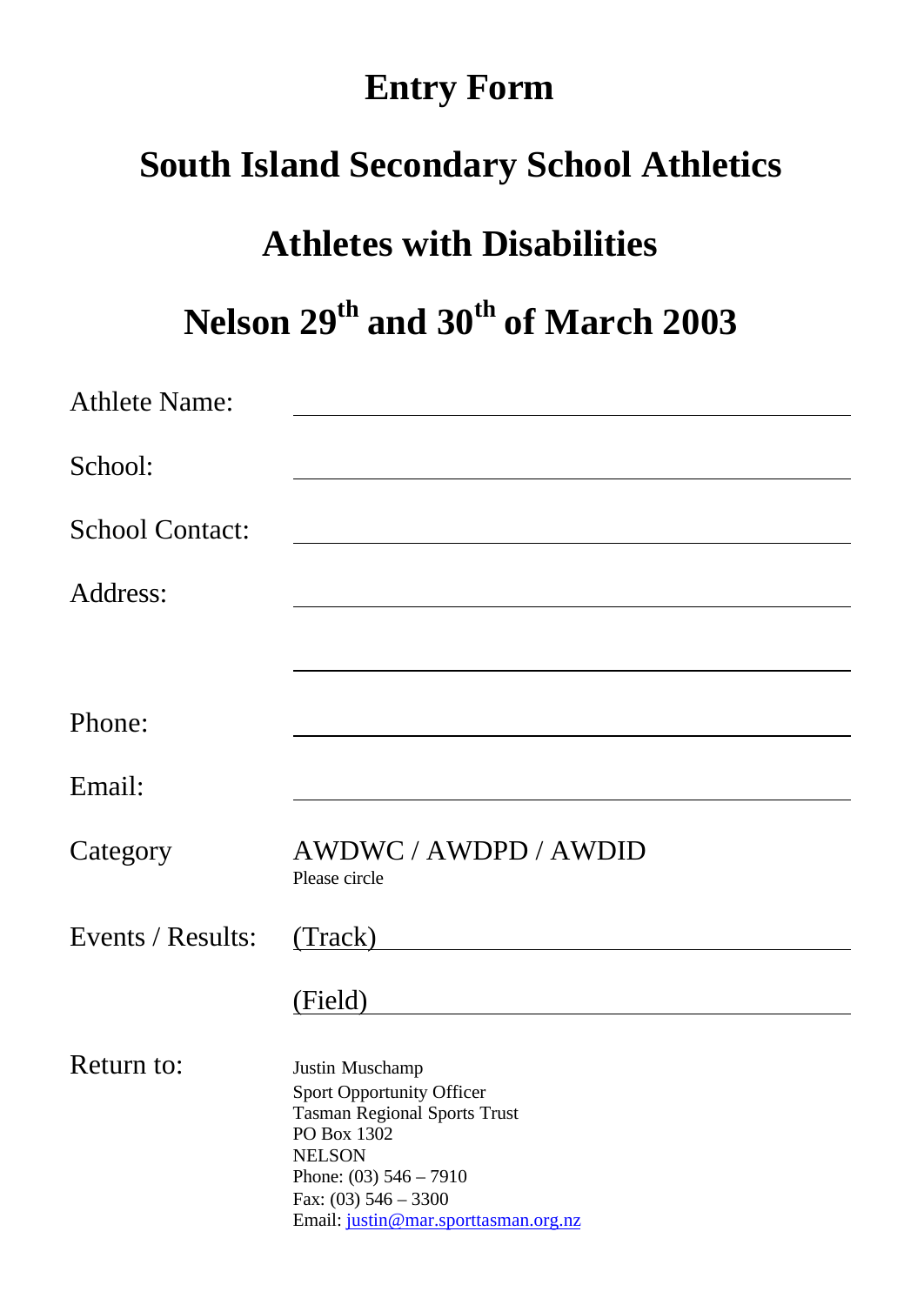# Entry Form

# South Island Secondary School Athletics

# Athletes with Disabilities

# Nelson 29th and 30th of March 2003

Athlete Name: ______________________________

School: ______________________________

School Contact: ______________________________

Address: ______________________________

______________________________

Phone: ______________________________

Email: ______________________________

Category AWDWC / AWDPD / AWDID
Please circle

Events / Results: (Track) ______________________________

(Field) ______________________________

Return to:

Justin Muschamp
Sport Opportunity Officer
Tasman Regional Sports Trust
PO Box 1302
NELSON
Phone: (03) 546 – 7910
Fax: (03) 546 – 3300
Email: justin@mar.sporttasman.org.nz